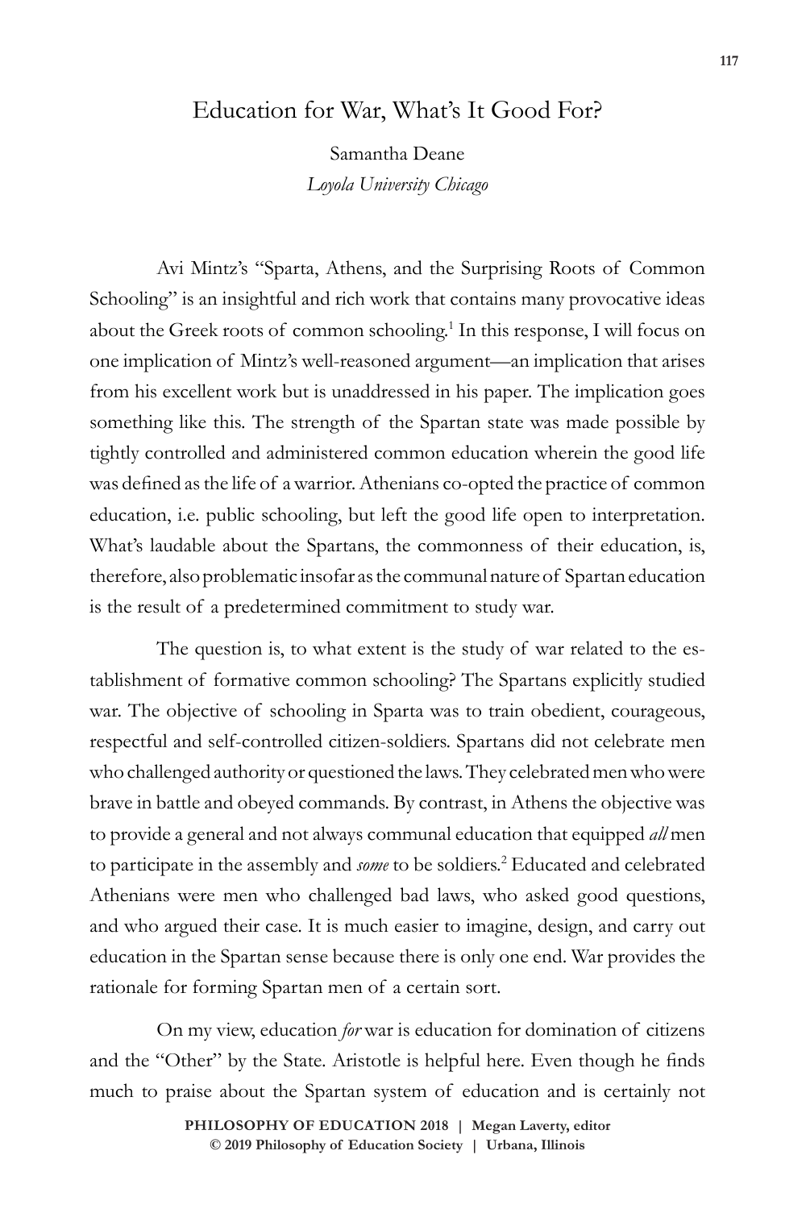# Education for War, What's It Good For?

Samantha Deane
*Loyola University Chicago*

Avi Mintz's "Sparta, Athens, and the Surprising Roots of Common Schooling" is an insightful and rich work that contains many provocative ideas about the Greek roots of common schooling.[1] In this response, I will focus on one implication of Mintz's well-reasoned argument—an implication that arises from his excellent work but is unaddressed in his paper. The implication goes something like this. The strength of the Spartan state was made possible by tightly controlled and administered common education wherein the good life was defined as the life of a warrior. Athenians co-opted the practice of common education, i.e. public schooling, but left the good life open to interpretation. What's laudable about the Spartans, the commonness of their education, is, therefore, also problematic insofar as the communal nature of Spartan education is the result of a predetermined commitment to study war.

The question is, to what extent is the study of war related to the establishment of formative common schooling? The Spartans explicitly studied war. The objective of schooling in Sparta was to train obedient, courageous, respectful and self-controlled citizen-soldiers. Spartans did not celebrate men who challenged authority or questioned the laws. They celebrated men who were brave in battle and obeyed commands. By contrast, in Athens the objective was to provide a general and not always communal education that equipped *all* men to participate in the assembly and *some* to be soldiers.[2] Educated and celebrated Athenians were men who challenged bad laws, who asked good questions, and who argued their case. It is much easier to imagine, design, and carry out education in the Spartan sense because there is only one end. War provides the rationale for forming Spartan men of a certain sort.

On my view, education *for* war is education for domination of citizens and the "Other" by the State. Aristotle is helpful here. Even though he finds much to praise about the Spartan system of education and is certainly not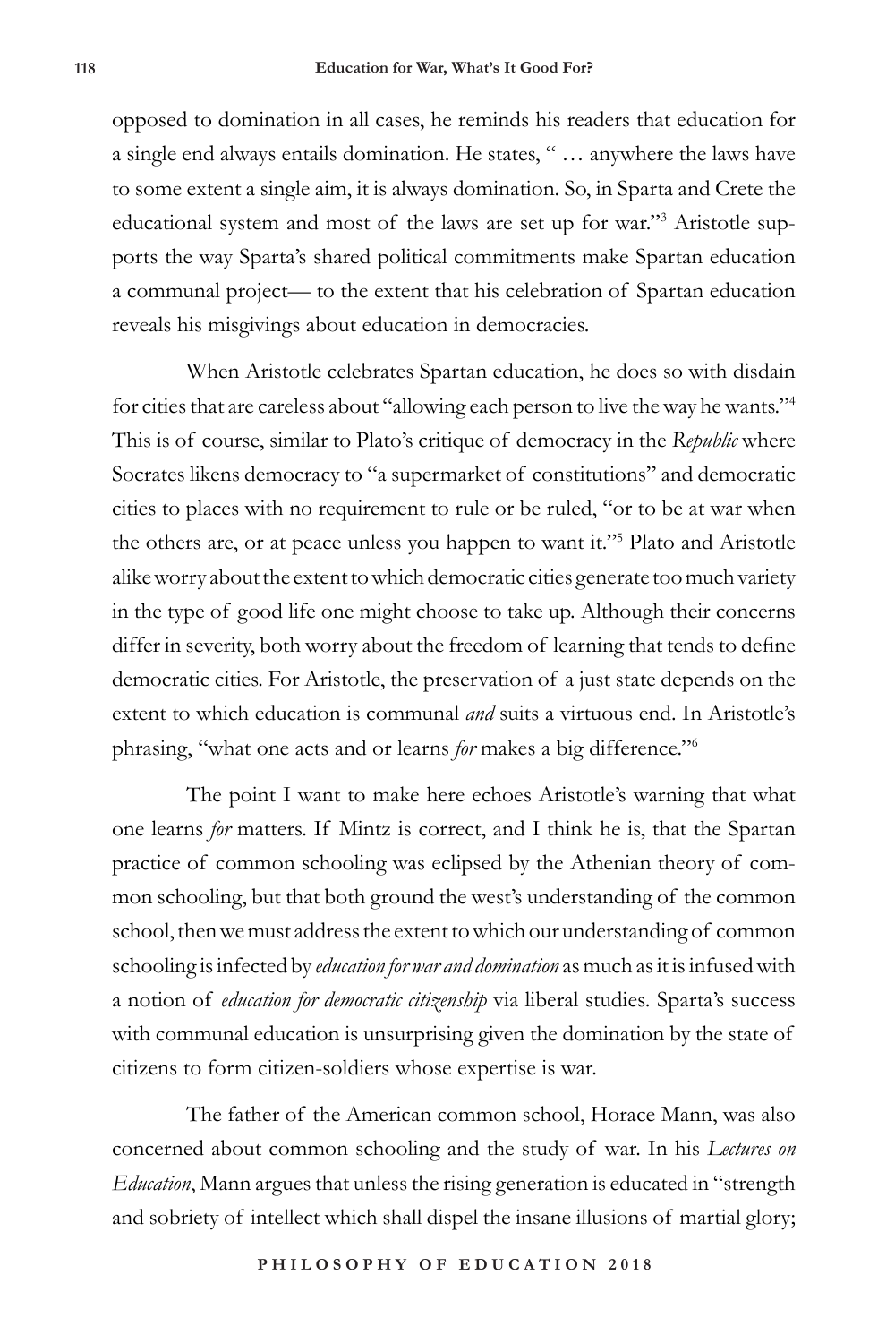opposed to domination in all cases, he reminds his readers that education for a single end always entails domination. He states, " … anywhere the laws have to some extent a single aim, it is always domination. So, in Sparta and Crete the educational system and most of the laws are set up for war."[3] Aristotle supports the way Sparta's shared political commitments make Spartan education a communal project— to the extent that his celebration of Spartan education reveals his misgivings about education in democracies.

When Aristotle celebrates Spartan education, he does so with disdain for cities that are careless about "allowing each person to live the way he wants."[4] This is of course, similar to Plato's critique of democracy in the *Republic* where Socrates likens democracy to "a supermarket of constitutions" and democratic cities to places with no requirement to rule or be ruled, "or to be at war when the others are, or at peace unless you happen to want it."[5] Plato and Aristotle alike worry about the extent to which democratic cities generate too much variety in the type of good life one might choose to take up. Although their concerns differ in severity, both worry about the freedom of learning that tends to define democratic cities. For Aristotle, the preservation of a just state depends on the extent to which education is communal *and* suits a virtuous end. In Aristotle's phrasing, "what one acts and or learns *for* makes a big difference."[6]

The point I want to make here echoes Aristotle's warning that what one learns *for* matters. If Mintz is correct, and I think he is, that the Spartan practice of common schooling was eclipsed by the Athenian theory of common schooling, but that both ground the west's understanding of the common school, then we must address the extent to which our understanding of common schooling is infected by *education for war and domination* as much as it is infused with a notion of *education for democratic citizenship* via liberal studies. Sparta's success with communal education is unsurprising given the domination by the state of citizens to form citizen-soldiers whose expertise is war.

The father of the American common school, Horace Mann, was also concerned about common schooling and the study of war. In his *Lectures on Education*, Mann argues that unless the rising generation is educated in "strength and sobriety of intellect which shall dispel the insane illusions of martial glory;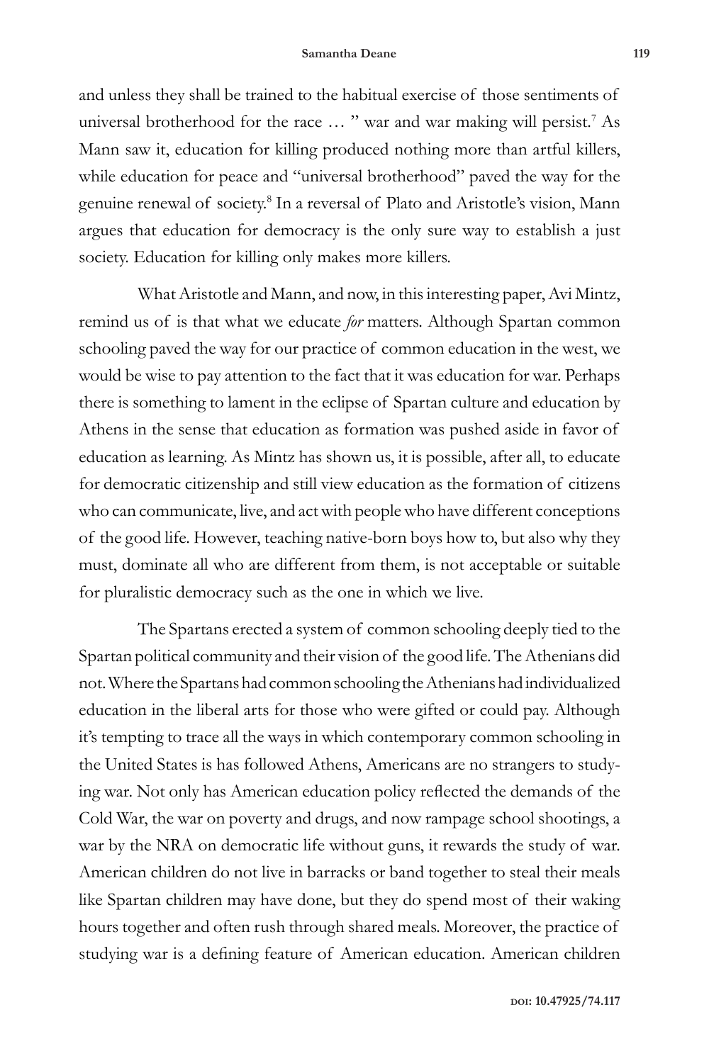and unless they shall be trained to the habitual exercise of those sentiments of universal brotherhood for the race … " war and war making will persist.[7] As Mann saw it, education for killing produced nothing more than artful killers, while education for peace and "universal brotherhood" paved the way for the genuine renewal of society.[8] In a reversal of Plato and Aristotle's vision, Mann argues that education for democracy is the only sure way to establish a just society. Education for killing only makes more killers.

What Aristotle and Mann, and now, in this interesting paper, Avi Mintz, remind us of is that what we educate *for* matters. Although Spartan common schooling paved the way for our practice of common education in the west, we would be wise to pay attention to the fact that it was education for war. Perhaps there is something to lament in the eclipse of Spartan culture and education by Athens in the sense that education as formation was pushed aside in favor of education as learning. As Mintz has shown us, it is possible, after all, to educate for democratic citizenship and still view education as the formation of citizens who can communicate, live, and act with people who have different conceptions of the good life. However, teaching native-born boys how to, but also why they must, dominate all who are different from them, is not acceptable or suitable for pluralistic democracy such as the one in which we live.

The Spartans erected a system of common schooling deeply tied to the Spartan political community and their vision of the good life. The Athenians did not. Where the Spartans had common schooling the Athenians had individualized education in the liberal arts for those who were gifted or could pay. Although it's tempting to trace all the ways in which contemporary common schooling in the United States is has followed Athens, Americans are no strangers to studying war. Not only has American education policy reflected the demands of the Cold War, the war on poverty and drugs, and now rampage school shootings, a war by the NRA on democratic life without guns, it rewards the study of war. American children do not live in barracks or band together to steal their meals like Spartan children may have done, but they do spend most of their waking hours together and often rush through shared meals. Moreover, the practice of studying war is a defining feature of American education. American children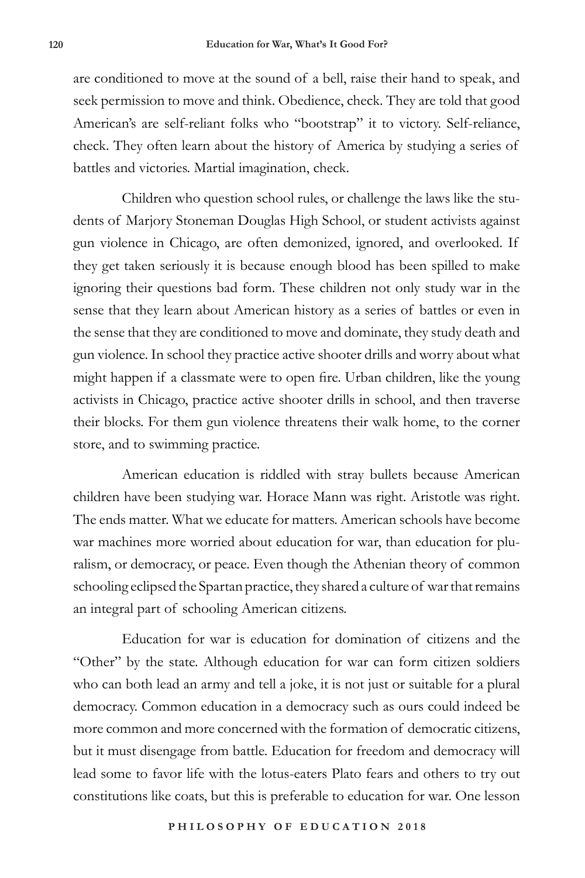are conditioned to move at the sound of a bell, raise their hand to speak, and seek permission to move and think. Obedience, check. They are told that good American's are self-reliant folks who "bootstrap" it to victory. Self-reliance, check. They often learn about the history of America by studying a series of battles and victories. Martial imagination, check.

Children who question school rules, or challenge the laws like the students of Marjory Stoneman Douglas High School, or student activists against gun violence in Chicago, are often demonized, ignored, and overlooked. If they get taken seriously it is because enough blood has been spilled to make ignoring their questions bad form. These children not only study war in the sense that they learn about American history as a series of battles or even in the sense that they are conditioned to move and dominate, they study death and gun violence. In school they practice active shooter drills and worry about what might happen if a classmate were to open fire. Urban children, like the young activists in Chicago, practice active shooter drills in school, and then traverse their blocks. For them gun violence threatens their walk home, to the corner store, and to swimming practice.

American education is riddled with stray bullets because American children have been studying war. Horace Mann was right. Aristotle was right. The ends matter. What we educate for matters. American schools have become war machines more worried about education for war, than education for pluralism, or democracy, or peace. Even though the Athenian theory of common schooling eclipsed the Spartan practice, they shared a culture of war that remains an integral part of schooling American citizens.

Education for war is education for domination of citizens and the "Other" by the state. Although education for war can form citizen soldiers who can both lead an army and tell a joke, it is not just or suitable for a plural democracy. Common education in a democracy such as ours could indeed be more common and more concerned with the formation of democratic citizens, but it must disengage from battle. Education for freedom and democracy will lead some to favor life with the lotus-eaters Plato fears and others to try out constitutions like coats, but this is preferable to education for war. One lesson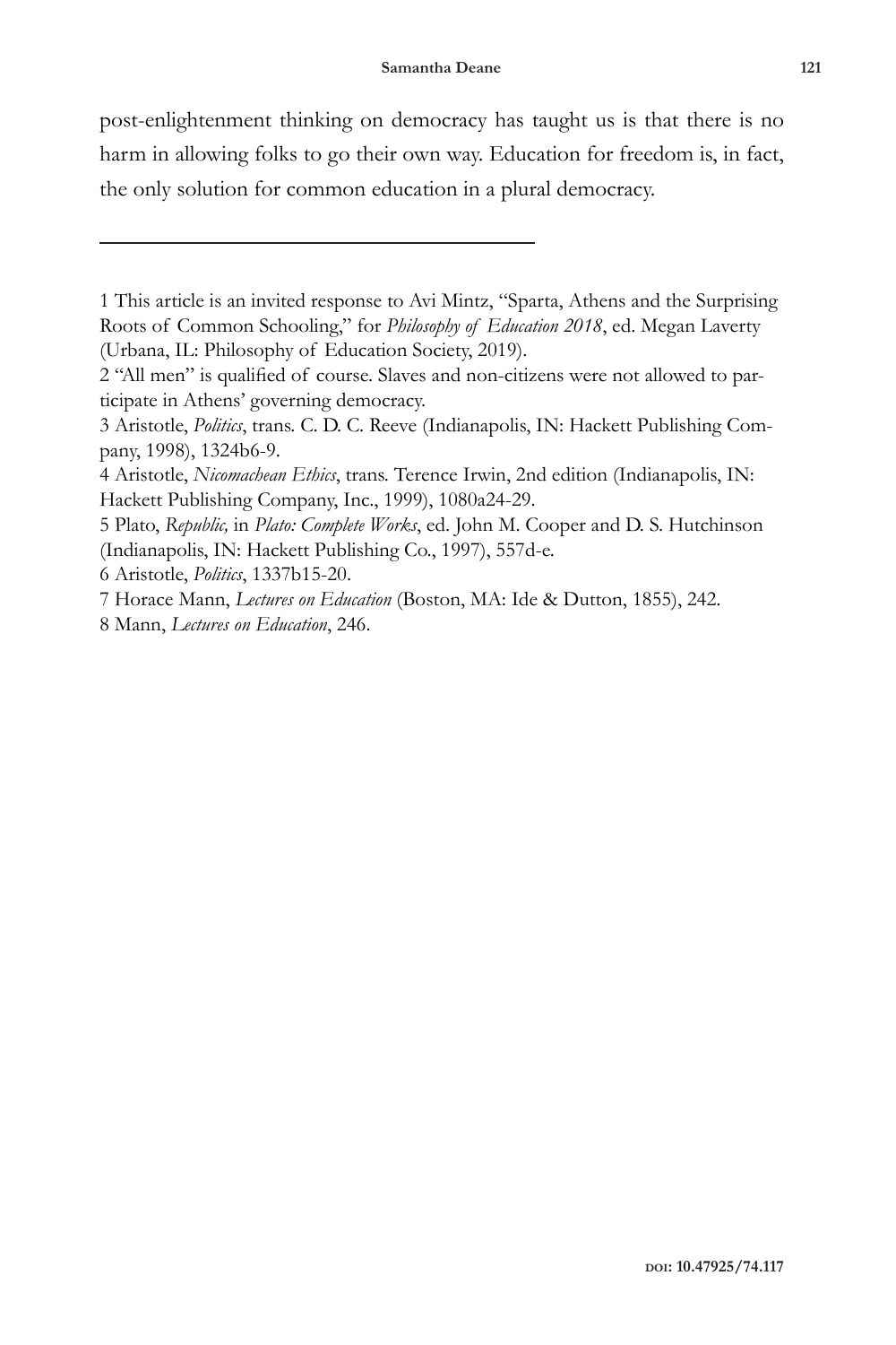post-enlightenment thinking on democracy has taught us is that there is no harm in allowing folks to go their own way. Education for freedom is, in fact, the only solution for common education in a plural democracy.

---

1 This article is an invited response to Avi Mintz, "Sparta, Athens and the Surprising Roots of Common Schooling," for *Philosophy of Education 2018*, ed. Megan Laverty (Urbana, IL: Philosophy of Education Society, 2019).

2 "All men" is qualified of course. Slaves and non-citizens were not allowed to participate in Athens' governing democracy.

3 Aristotle, *Politics*, trans. C. D. C. Reeve (Indianapolis, IN: Hackett Publishing Company, 1998), 1324b6-9.

4 Aristotle, *Nicomachean Ethics*, trans. Terence Irwin, 2nd edition (Indianapolis, IN: Hackett Publishing Company, Inc., 1999), 1080a24-29.

5 Plato, *Republic,* in *Plato: Complete Works*, ed. John M. Cooper and D. S. Hutchinson (Indianapolis, IN: Hackett Publishing Co., 1997), 557d-e.

6 Aristotle, *Politics*, 1337b15-20.

7 Horace Mann, *Lectures on Education* (Boston, MA: Ide & Dutton, 1855), 242.

8 Mann, *Lectures on Education*, 246.